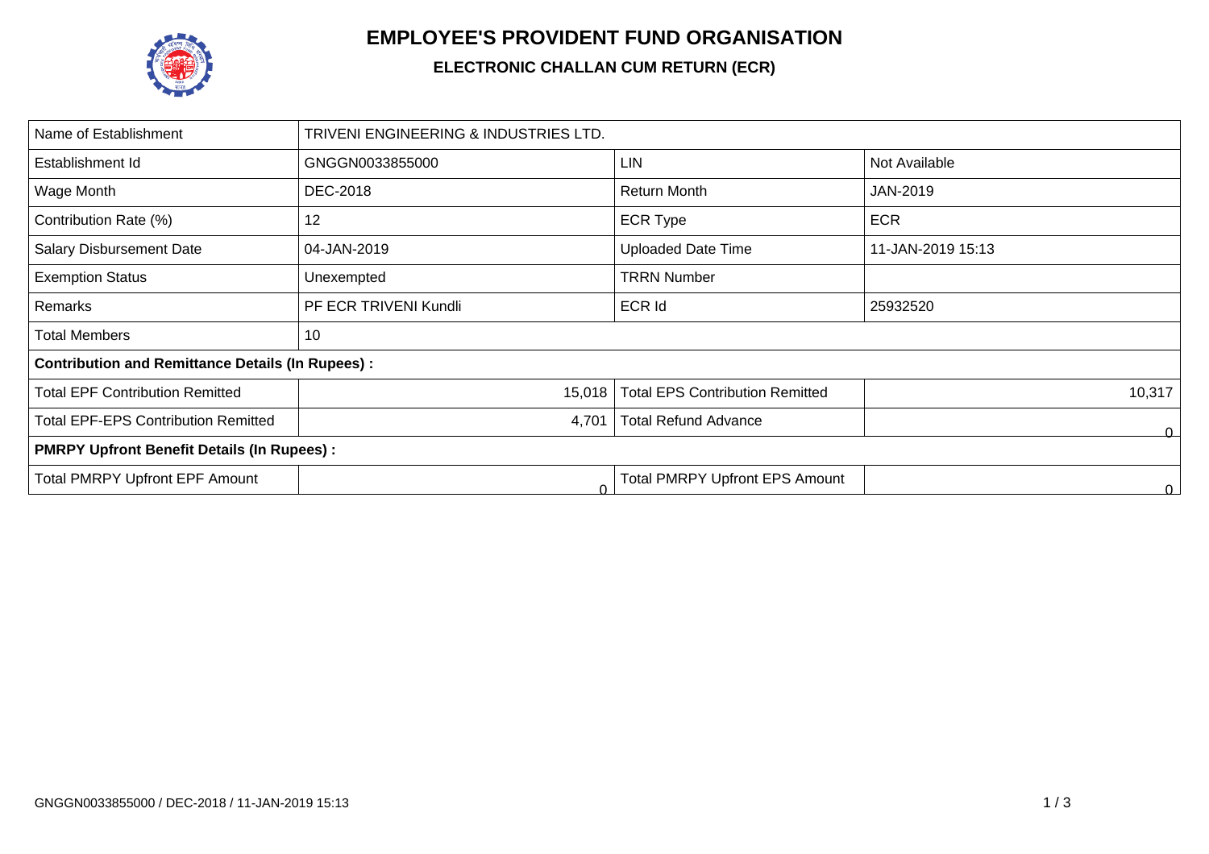# EMPLOYEE'S PROVIDENT FUND ORGANISATION

## ELECTRONIC CHALLAN CUM RETURN (ECR)

| Name of Establishment | TRIVENI ENGINEERING & INDUSTRIES LTD. | | |
|---|---|---|---|
| Establishment Id | GNGGN0033855000 | LIN | Not Available |
| Wage Month | DEC-2018 | Return Month | JAN-2019 |
| Contribution Rate (%) | 12 | ECR Type | ECR |
| Salary Disbursement Date | 04-JAN-2019 | Uploaded Date Time | 11-JAN-2019 15:13 |
| Exemption Status | Unexempted | TRRN Number | |
| Remarks | PF ECR TRIVENI Kundli | ECR Id | 25932520 |
| Total Members | 10 | | |
| **Contribution and Remittance Details (In Rupees) :** | | | |
| Total EPF Contribution Remitted | 15,018 | Total EPS Contribution Remitted | 10,317 |
| Total EPF-EPS Contribution Remitted | 4,701 | Total Refund Advance | 0 |
| **PMRPY Upfront Benefit Details (In Rupees) :** | | | |
| Total PMRPY Upfront EPF Amount | 0 | Total PMRPY Upfront EPS Amount | 0 |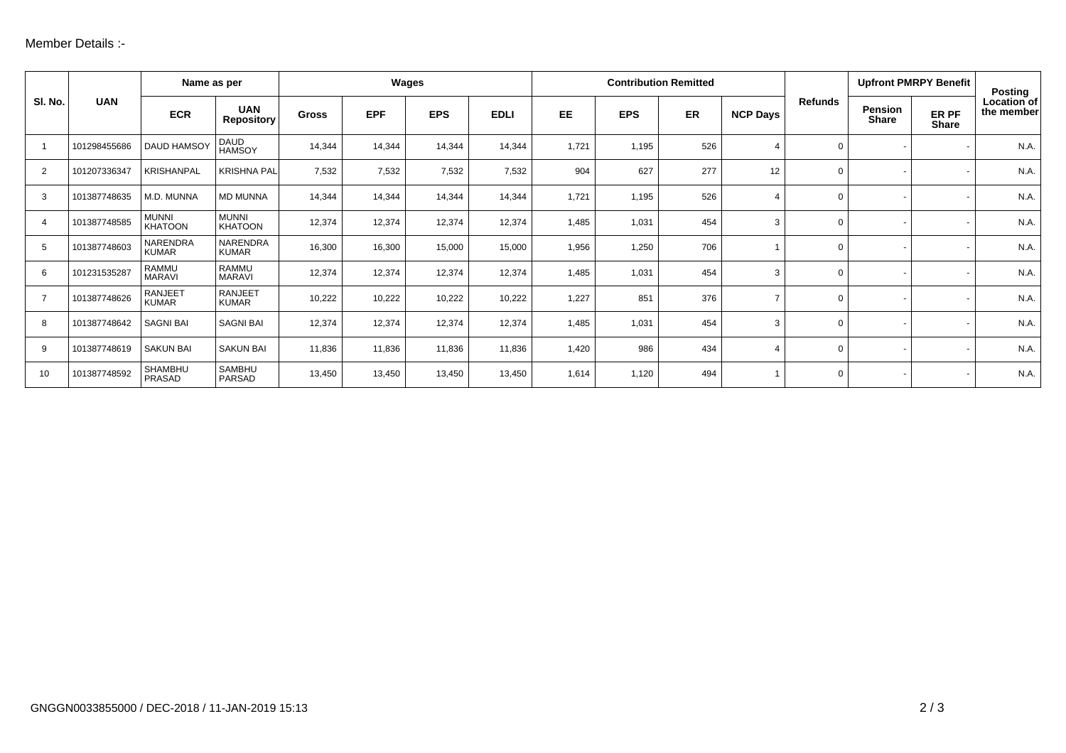Member Details :-

| Sl. No. | UAN | Name as per | | Wages | | | | Contribution Remitted | | | | Refunds | Upfront PMRPY Benefit | | Posting Location of the member |
|---|---|---|---|---|---|---|---|---|---|---|---|---|---|---|---|
| | | ECR | UAN Repository | Gross | EPF | EPS | EDLI | EE | EPS | ER | NCP Days | | Pension Share | ER PF Share | |
| 1 | 101298455686 | DAUD HAMSOY | DAUD HAMSOY | 14,344 | 14,344 | 14,344 | 14,344 | 1,721 | 1,195 | 526 | 4 | 0 | - | - | N.A. |
| 2 | 101207336347 | KRISHANPAL | KRISHNA PAL | 7,532 | 7,532 | 7,532 | 7,532 | 904 | 627 | 277 | 12 | 0 | - | - | N.A. |
| 3 | 101387748635 | M.D. MUNNA | MD MUNNA | 14,344 | 14,344 | 14,344 | 14,344 | 1,721 | 1,195 | 526 | 4 | 0 | - | - | N.A. |
| 4 | 101387748585 | MUNNI KHATOON | MUNNI KHATOON | 12,374 | 12,374 | 12,374 | 12,374 | 1,485 | 1,031 | 454 | 3 | 0 | - | - | N.A. |
| 5 | 101387748603 | NARENDRA KUMAR | NARENDRA KUMAR | 16,300 | 16,300 | 15,000 | 15,000 | 1,956 | 1,250 | 706 | 1 | 0 | - | - | N.A. |
| 6 | 101231535287 | RAMMU MARAVI | RAMMU MARAVI | 12,374 | 12,374 | 12,374 | 12,374 | 1,485 | 1,031 | 454 | 3 | 0 | - | - | N.A. |
| 7 | 101387748626 | RANJEET KUMAR | RANJEET KUMAR | 10,222 | 10,222 | 10,222 | 10,222 | 1,227 | 851 | 376 | 7 | 0 | - | - | N.A. |
| 8 | 101387748642 | SAGNI BAI | SAGNI BAI | 12,374 | 12,374 | 12,374 | 12,374 | 1,485 | 1,031 | 454 | 3 | 0 | - | - | N.A. |
| 9 | 101387748619 | SAKUN BAI | SAKUN BAI | 11,836 | 11,836 | 11,836 | 11,836 | 1,420 | 986 | 434 | 4 | 0 | - | - | N.A. |
| 10 | 101387748592 | SHAMBHU PRASAD | SAMBHU PARSAD | 13,450 | 13,450 | 13,450 | 13,450 | 1,614 | 1,120 | 494 | 1 | 0 | - | - | N.A. |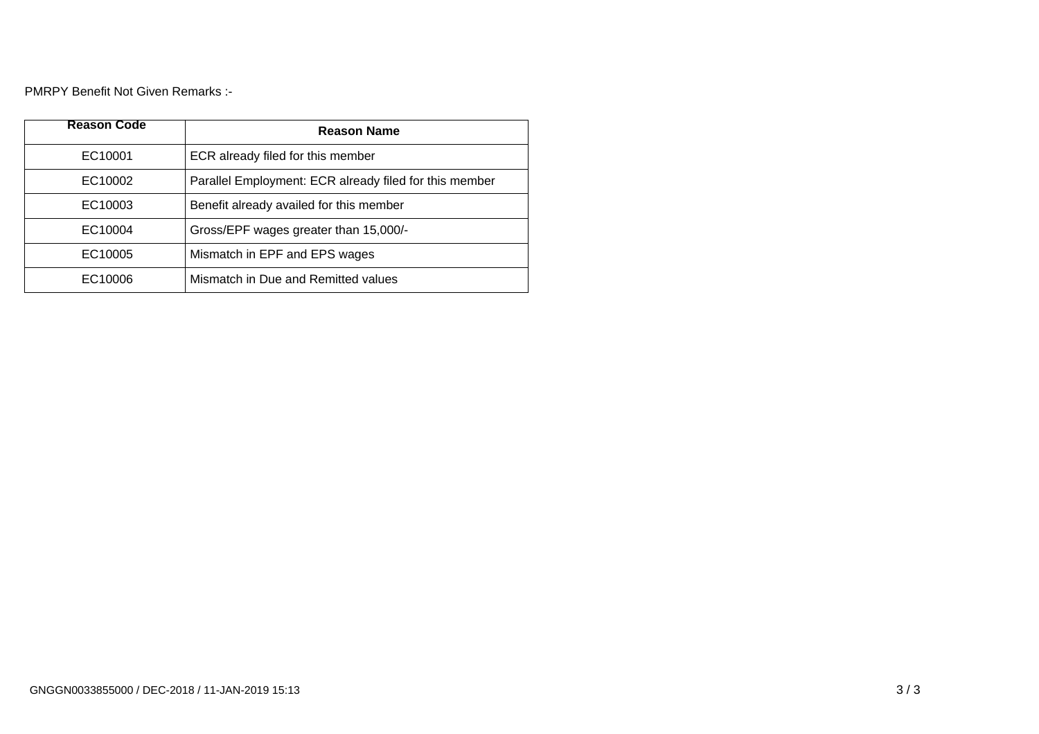PMRPY Benefit Not Given Remarks :-

| Reason Code | Reason Name |
|---|---|
| EC10001 | ECR already filed for this member |
| EC10002 | Parallel Employment: ECR already filed for this member |
| EC10003 | Benefit already availed for this member |
| EC10004 | Gross/EPF wages greater than 15,000/- |
| EC10005 | Mismatch in EPF and EPS wages |
| EC10006 | Mismatch in Due and Remitted values |